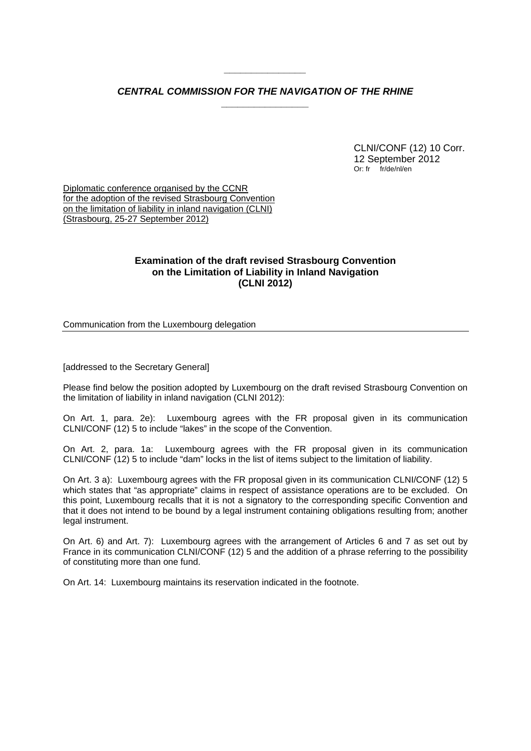***CENTRAL COMMISSION FOR THE NAVIGATION OF THE RHINE***

CLNI/CONF (12) 10 Corr.
12 September 2012
Or: fr fr/de/nl/en

Diplomatic conference organised by the CCNR
for the adoption of the revised Strasbourg Convention
on the limitation of liability in inland navigation (CLNI)
(Strasbourg, 25-27 September 2012)

**Examination of the draft revised Strasbourg Convention on the Limitation of Liability in Inland Navigation (CLNI 2012)**

Communication from the Luxembourg delegation

[addressed to the Secretary General]

Please find below the position adopted by Luxembourg on the draft revised Strasbourg Convention on the limitation of liability in inland navigation (CLNI 2012):

On Art. 1, para. 2e): Luxembourg agrees with the FR proposal given in its communication CLNI/CONF (12) 5 to include "lakes" in the scope of the Convention.

On Art. 2, para. 1a: Luxembourg agrees with the FR proposal given in its communication CLNI/CONF (12) 5 to include "dam" locks in the list of items subject to the limitation of liability.

On Art. 3 a): Luxembourg agrees with the FR proposal given in its communication CLNI/CONF (12) 5 which states that "as appropriate" claims in respect of assistance operations are to be excluded. On this point, Luxembourg recalls that it is not a signatory to the corresponding specific Convention and that it does not intend to be bound by a legal instrument containing obligations resulting from; another legal instrument.

On Art. 6) and Art. 7): Luxembourg agrees with the arrangement of Articles 6 and 7 as set out by France in its communication CLNI/CONF (12) 5 and the addition of a phrase referring to the possibility of constituting more than one fund.

On Art. 14: Luxembourg maintains its reservation indicated in the footnote.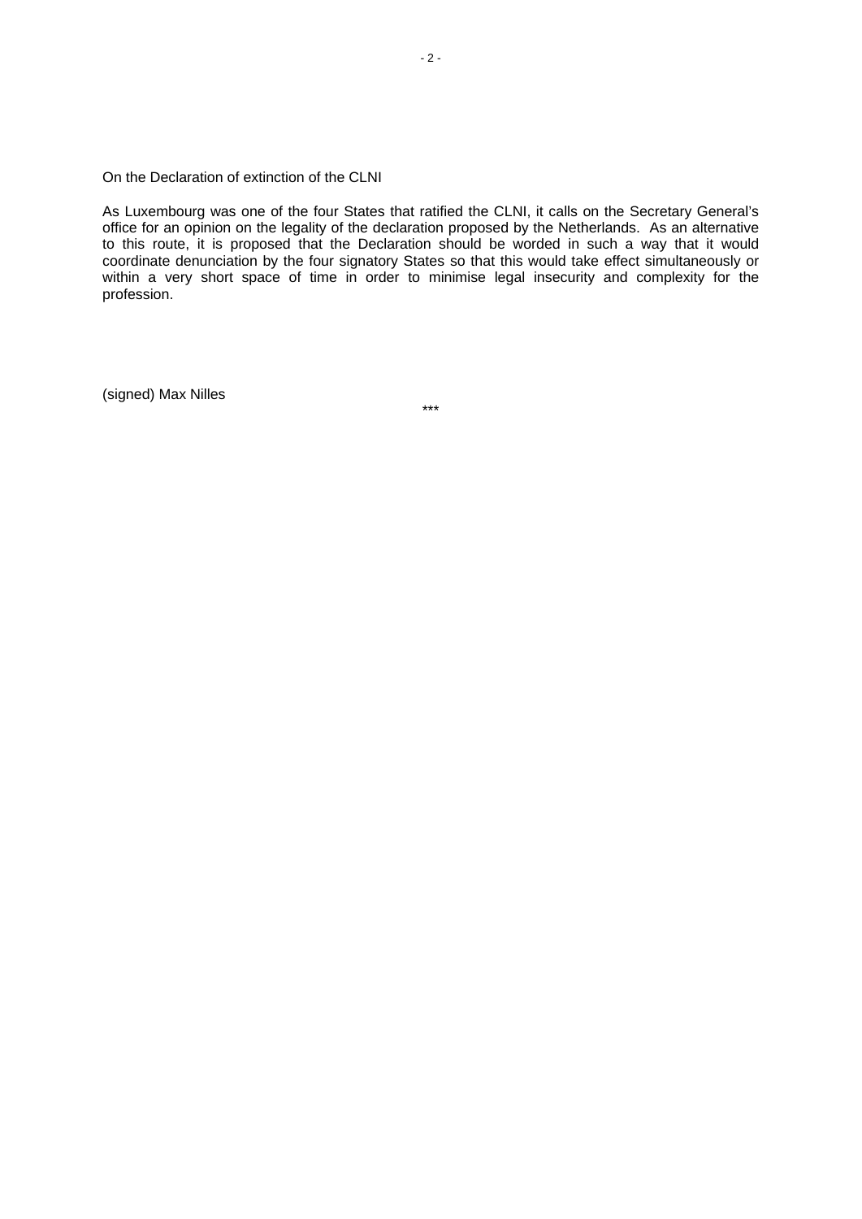On the Declaration of extinction of the CLNI

As Luxembourg was one of the four States that ratified the CLNI, it calls on the Secretary General's office for an opinion on the legality of the declaration proposed by the Netherlands. As an alternative to this route, it is proposed that the Declaration should be worded in such a way that it would coordinate denunciation by the four signatory States so that this would take effect simultaneously or within a very short space of time in order to minimise legal insecurity and complexity for the profession.

(signed) Max Nilles

***